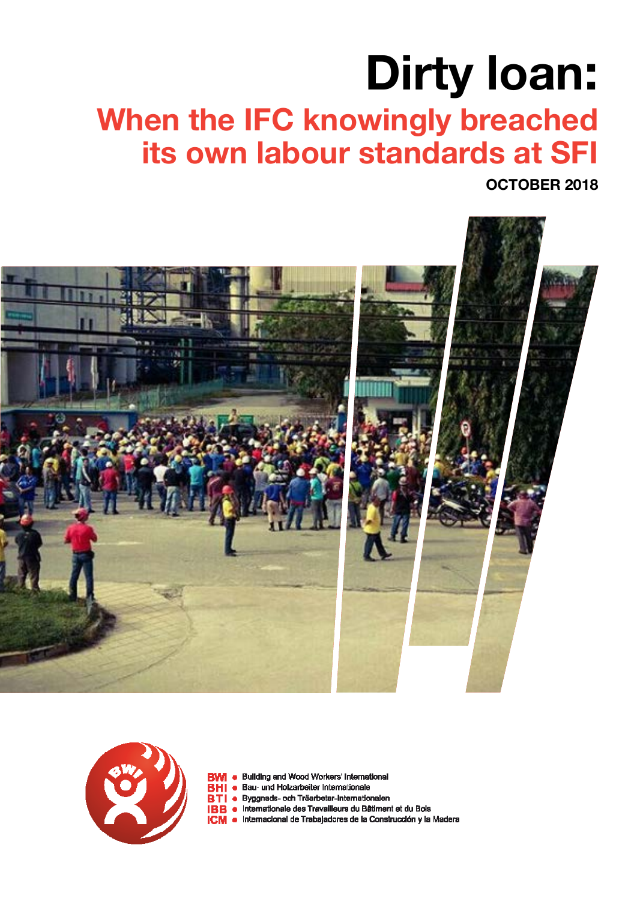# Dirty loan:

## When the IFC knowingly breached its own labour standards at SFI

**OCTOBER 2018**

BWI • Building and Wood Workers' International
BHI • Bau- und Holzarbeiter Internationale
BTI • Byggnads- och Träarbetar-Internationalen
IBB • Internationale des Travailleurs du Bâtiment et du Bois
ICM • Internacional de Trabajadores de la Construcción y la Madera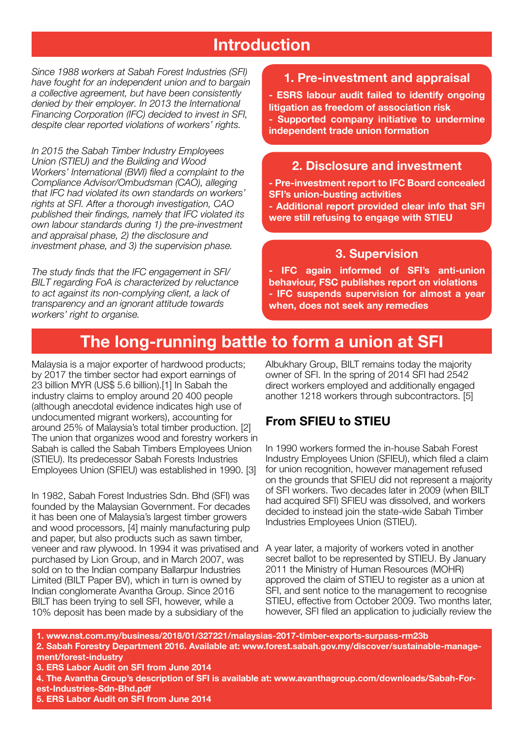## Introduction

*Since 1988 workers at Sabah Forest Industries (SFI) have fought for an independent union and to bargain a collective agreement, but have been consistently denied by their employer. In 2013 the International Financing Corporation (IFC) decided to invest in SFI, despite clear reported violations of workers' rights.*

*In 2015 the Sabah Timber Industry Employees Union (STIEU) and the Building and Wood Workers' International (BWI) filed a complaint to the Compliance Advisor/Ombudsman (CAO), alleging that IFC had violated its own standards on workers' rights at SFI. After a thorough investigation, CAO published their findings, namely that IFC violated its own labour standards during 1) the pre-investment and appraisal phase, 2) the disclosure and investment phase, and 3) the supervision phase.*

*The study finds that the IFC engagement in SFI/BILT regarding FoA is characterized by reluctance to act against its non-complying client, a lack of transparency and an ignorant attitude towards workers' right to organise.*

### 1. Pre-investment and appraisal

**- ESRS labour audit failed to identify ongoing litigation as freedom of association risk**
**- Supported company initiative to undermine independent trade union formation**

### 2. Disclosure and investment

**- Pre-investment report to IFC Board concealed SFI's union-busting activities**
**- Additional report provided clear info that SFI were still refusing to engage with STIEU**

### 3. Supervision

**- IFC again informed of SFI's anti-union behaviour, FSC publishes report on violations**
**- IFC suspends supervision for almost a year when, does not seek any remedies**

## The long-running battle to form a union at SFI

Malaysia is a major exporter of hardwood products; by 2017 the timber sector had export earnings of 23 billion MYR (US$ 5.6 billion).[1] In Sabah the industry claims to employ around 20 400 people (although anecdotal evidence indicates high use of undocumented migrant workers), accounting for around 25% of Malaysia's total timber production. [2] The union that organizes wood and forestry workers in Sabah is called the Sabah Timbers Employees Union (STIEU). Its predecessor Sabah Forests Industries Employees Union (SFIEU) was established in 1990. [3]

In 1982, Sabah Forest Industries Sdn. Bhd (SFI) was founded by the Malaysian Government. For decades it has been one of Malaysia's largest timber growers and wood processors, [4] mainly manufacturing pulp and paper, but also products such as sawn timber, veneer and raw plywood. In 1994 it was privatised and purchased by Lion Group, and in March 2007, was sold on to the Indian company Ballarpur Industries Limited (BILT Paper BV), which in turn is owned by Indian conglomerate Avantha Group. Since 2016 BILT has been trying to sell SFI, however, while a 10% deposit has been made by a subsidiary of the Albukhary Group, BILT remains today the majority owner of SFI. In the spring of 2014 SFI had 2542 direct workers employed and additionally engaged another 1218 workers through subcontractors. [5]

### From SFIEU to STIEU

In 1990 workers formed the in-house Sabah Forest Industry Employees Union (SFIEU), which filed a claim for union recognition, however management refused on the grounds that SFIEU did not represent a majority of SFI workers. Two decades later in 2009 (when BILT had acquired SFI) SFIEU was dissolved, and workers decided to instead join the state-wide Sabah Timber Industries Employees Union (STIEU).

A year later, a majority of workers voted in another secret ballot to be represented by STIEU. By January 2011 the Ministry of Human Resources (MOHR) approved the claim of STIEU to register as a union at SFI, and sent notice to the management to recognise STIEU, effective from October 2009. Two months later, however, SFI filed an application to judicially review the

**1. www.nst.com.my/business/2018/01/327221/malaysias-2017-timber-exports-surpass-rm23b**
**2. Sabah Forestry Department 2016. Available at: www.forest.sabah.gov.my/discover/sustainable-management/forest-industry**
**3. ERS Labor Audit on SFI from June 2014**
**4. The Avantha Group's description of SFI is available at: www.avanthagroup.com/downloads/Sabah-Forest-Industries-Sdn-Bhd.pdf**
**5. ERS Labor Audit on SFI from June 2014**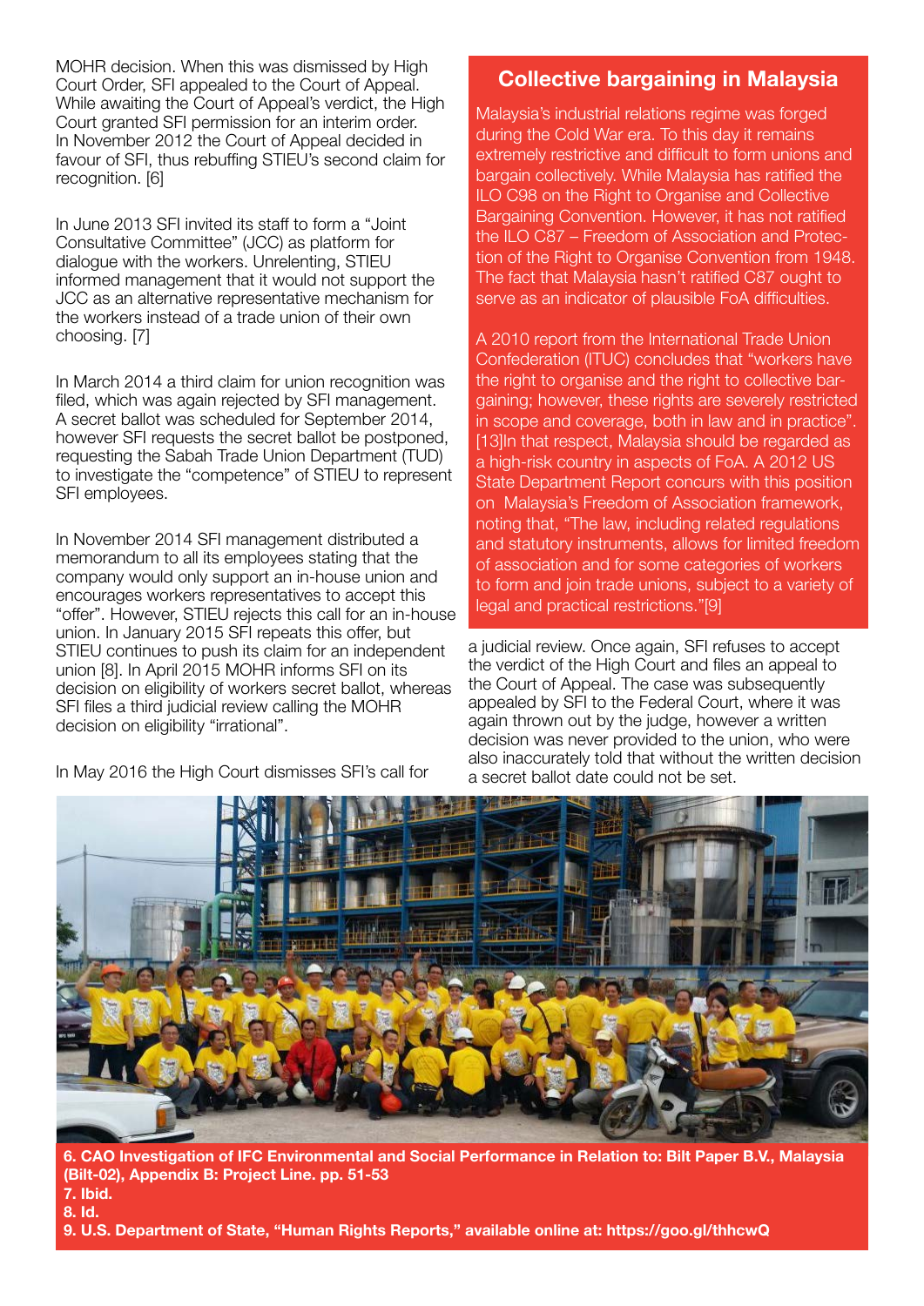MOHR decision. When this was dismissed by High Court Order, SFI appealed to the Court of Appeal. While awaiting the Court of Appeal's verdict, the High Court granted SFI permission for an interim order. In November 2012 the Court of Appeal decided in favour of SFI, thus rebuffing STIEU's second claim for recognition. [6]

In June 2013 SFI invited its staff to form a "Joint Consultative Committee" (JCC) as platform for dialogue with the workers. Unrelenting, STIEU informed management that it would not support the JCC as an alternative representative mechanism for the workers instead of a trade union of their own choosing. [7]

In March 2014 a third claim for union recognition was filed, which was again rejected by SFI management. A secret ballot was scheduled for September 2014, however SFI requests the secret ballot be postponed, requesting the Sabah Trade Union Department (TUD) to investigate the "competence" of STIEU to represent SFI employees.

In November 2014 SFI management distributed a memorandum to all its employees stating that the company would only support an in-house union and encourages workers representatives to accept this "offer". However, STIEU rejects this call for an in-house union. In January 2015 SFI repeats this offer, but STIEU continues to push its claim for an independent union [8]. In April 2015 MOHR informs SFI on its decision on eligibility of workers secret ballot, whereas SFI files a third judicial review calling the MOHR decision on eligibility "irrational".

In May 2016 the High Court dismisses SFI's call for a judicial review. Once again, SFI refuses to accept the verdict of the High Court and files an appeal to the Court of Appeal. The case was subsequently appealed by SFI to the Federal Court, where it was again thrown out by the judge, however a written decision was never provided to the union, who were also inaccurately told that without the written decision a secret ballot date could not be set.

## Collective bargaining in Malaysia

Malaysia's industrial relations regime was forged during the Cold War era. To this day it remains extremely restrictive and difficult to form unions and bargain collectively. While Malaysia has ratified the ILO C98 on the Right to Organise and Collective Bargaining Convention. However, it has not ratified the ILO C87 – Freedom of Association and Protection of the Right to Organise Convention from 1948. The fact that Malaysia hasn't ratified C87 ought to serve as an indicator of plausible FoA difficulties.

A 2010 report from the International Trade Union Confederation (ITUC) concludes that "workers have the right to organise and the right to collective bargaining; however, these rights are severely restricted in scope and coverage, both in law and in practice". [13]In that respect, Malaysia should be regarded as a high-risk country in aspects of FoA. A 2012 US State Department Report concurs with this position on Malaysia's Freedom of Association framework, noting that, "The law, including related regulations and statutory instruments, allows for limited freedom of association and for some categories of workers to form and join trade unions, subject to a variety of legal and practical restrictions."[9]

**6. CAO Investigation of IFC Environmental and Social Performance in Relation to: Bilt Paper B.V., Malaysia (Bilt-02), Appendix B: Project Line. pp. 51-53**
**7. Ibid.**
**8. Id.**
**9. U.S. Department of State, "Human Rights Reports," available online at: https://goo.gl/thhcwQ**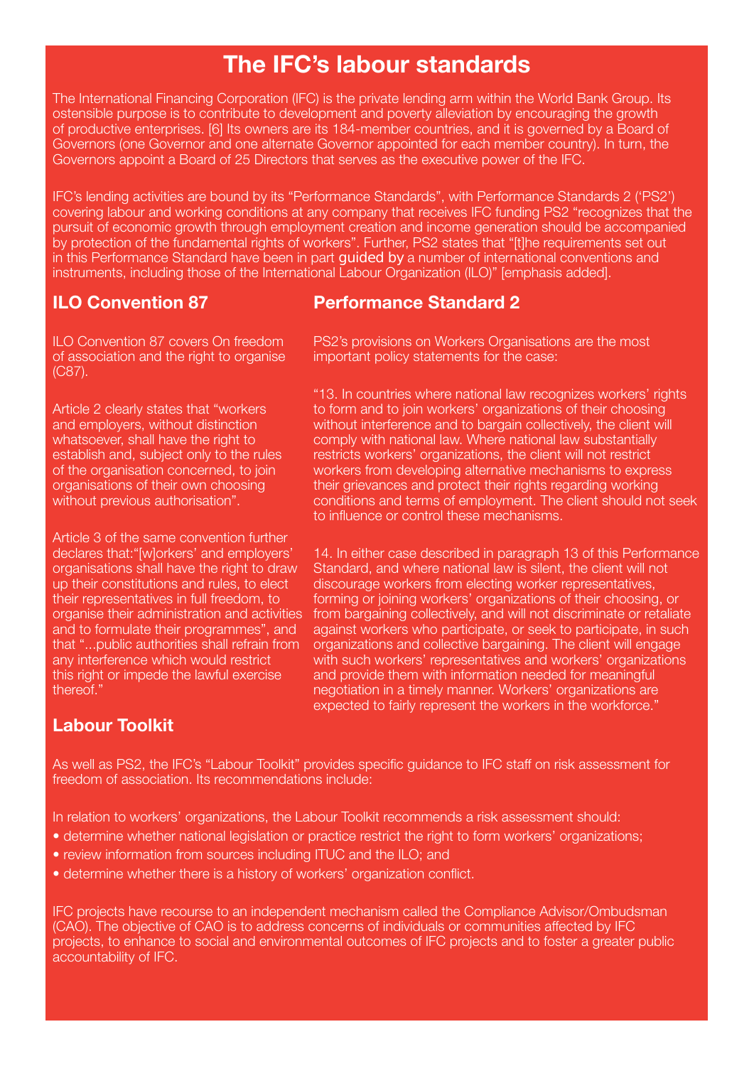# The IFC's labour standards

The International Financing Corporation (IFC) is the private lending arm within the World Bank Group. Its ostensible purpose is to contribute to development and poverty alleviation by encouraging the growth of productive enterprises. [6] Its owners are its 184-member countries, and it is governed by a Board of Governors (one Governor and one alternate Governor appointed for each member country). In turn, the Governors appoint a Board of 25 Directors that serves as the executive power of the IFC.

IFC's lending activities are bound by its "Performance Standards", with Performance Standards 2 ('PS2') covering labour and working conditions at any company that receives IFC funding PS2 "recognizes that the pursuit of economic growth through employment creation and income generation should be accompanied by protection of the fundamental rights of workers". Further, PS2 states that "[t]he requirements set out in this Performance Standard have been in part **guided by** a number of international conventions and instruments, including those of the International Labour Organization (ILO)" [emphasis added].

## ILO Convention 87

ILO Convention 87 covers On freedom of association and the right to organise (C87).

Article 2 clearly states that "workers and employers, without distinction whatsoever, shall have the right to establish and, subject only to the rules of the organisation concerned, to join organisations of their own choosing without previous authorisation".

Article 3 of the same convention further declares that:"[w]orkers' and employers' organisations shall have the right to draw up their constitutions and rules, to elect their representatives in full freedom, to organise their administration and activities and to formulate their programmes", and that "...public authorities shall refrain from any interference which would restrict this right or impede the lawful exercise thereof."

## Performance Standard 2

PS2's provisions on Workers Organisations are the most important policy statements for the case:

"13. In countries where national law recognizes workers' rights to form and to join workers' organizations of their choosing without interference and to bargain collectively, the client will comply with national law. Where national law substantially restricts workers' organizations, the client will not restrict workers from developing alternative mechanisms to express their grievances and protect their rights regarding working conditions and terms of employment. The client should not seek to influence or control these mechanisms.

14. In either case described in paragraph 13 of this Performance Standard, and where national law is silent, the client will not discourage workers from electing worker representatives, forming or joining workers' organizations of their choosing, or from bargaining collectively, and will not discriminate or retaliate against workers who participate, or seek to participate, in such organizations and collective bargaining. The client will engage with such workers' representatives and workers' organizations and provide them with information needed for meaningful negotiation in a timely manner. Workers' organizations are expected to fairly represent the workers in the workforce."

## Labour Toolkit

As well as PS2, the IFC's "Labour Toolkit" provides specific guidance to IFC staff on risk assessment for freedom of association. Its recommendations include:

In relation to workers' organizations, the Labour Toolkit recommends a risk assessment should:

- determine whether national legislation or practice restrict the right to form workers' organizations;
- review information from sources including ITUC and the ILO; and
- determine whether there is a history of workers' organization conflict.

IFC projects have recourse to an independent mechanism called the Compliance Advisor/Ombudsman (CAO). The objective of CAO is to address concerns of individuals or communities affected by IFC projects, to enhance to social and environmental outcomes of IFC projects and to foster a greater public accountability of IFC.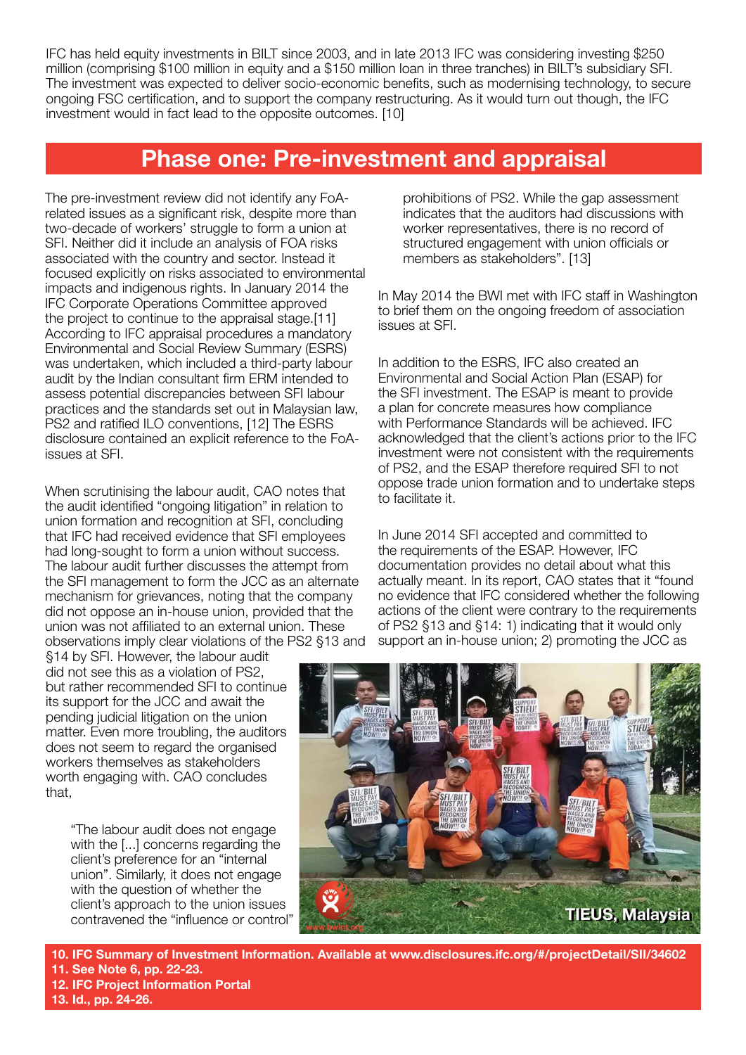IFC has held equity investments in BILT since 2003, and in late 2013 IFC was considering investing $250 million (comprising $100 million in equity and a $150 million loan in three tranches) in BILT's subsidiary SFI. The investment was expected to deliver socio-economic benefits, such as modernising technology, to secure ongoing FSC certification, and to support the company restructuring. As it would turn out though, the IFC investment would in fact lead to the opposite outcomes. [10]

## Phase one: Pre-investment and appraisal

The pre-investment review did not identify any FoA-related issues as a significant risk, despite more than two-decade of workers' struggle to form a union at SFI. Neither did it include an analysis of FOA risks associated with the country and sector. Instead it focused explicitly on risks associated to environmental impacts and indigenous rights. In January 2014 the IFC Corporate Operations Committee approved the project to continue to the appraisal stage.[11] According to IFC appraisal procedures a mandatory Environmental and Social Review Summary (ESRS) was undertaken, which included a third-party labour audit by the Indian consultant firm ERM intended to assess potential discrepancies between SFI labour practices and the standards set out in Malaysian law, PS2 and ratified ILO conventions, [12] The ESRS disclosure contained an explicit reference to the FoA-issues at SFI.

When scrutinising the labour audit, CAO notes that the audit identified "ongoing litigation" in relation to union formation and recognition at SFI, concluding that IFC had received evidence that SFI employees had long-sought to form a union without success. The labour audit further discusses the attempt from the SFI management to form the JCC as an alternate mechanism for grievances, noting that the company did not oppose an in-house union, provided that the union was not affiliated to an external union. These observations imply clear violations of the PS2 §13 and §14 by SFI. However, the labour audit did not see this as a violation of PS2, but rather recommended SFI to continue its support for the JCC and await the pending judicial litigation on the union matter. Even more troubling, the auditors does not seem to regard the organised workers themselves as stakeholders worth engaging with. CAO concludes that,

> "The labour audit does not engage with the [...] concerns regarding the client's preference for an "internal union". Similarly, it does not engage with the question of whether the client's approach to the union issues contravened the "influence or control" prohibitions of PS2. While the gap assessment indicates that the auditors had discussions with worker representatives, there is no record of structured engagement with union officials or members as stakeholders". [13]

In May 2014 the BWI met with IFC staff in Washington to brief them on the ongoing freedom of association issues at SFI.

In addition to the ESRS, IFC also created an Environmental and Social Action Plan (ESAP) for the SFI investment. The ESAP is meant to provide a plan for concrete measures how compliance with Performance Standards will be achieved. IFC acknowledged that the client's actions prior to the IFC investment were not consistent with the requirements of PS2, and the ESAP therefore required SFI to not oppose trade union formation and to undertake steps to facilitate it.

In June 2014 SFI accepted and committed to the requirements of the ESAP. However, IFC documentation provides no detail about what this actually meant. In its report, CAO states that it "found no evidence that IFC considered whether the following actions of the client were contrary to the requirements of PS2 §13 and §14: 1) indicating that it would only support an in-house union; 2) promoting the JCC as

TIEUS, Malaysia

10. IFC Summary of Investment Information. Available at www.disclosures.ifc.org/#/projectDetail/SII/34602
11. See Note 6, pp. 22-23.
12. IFC Project Information Portal
13. Id., pp. 24-26.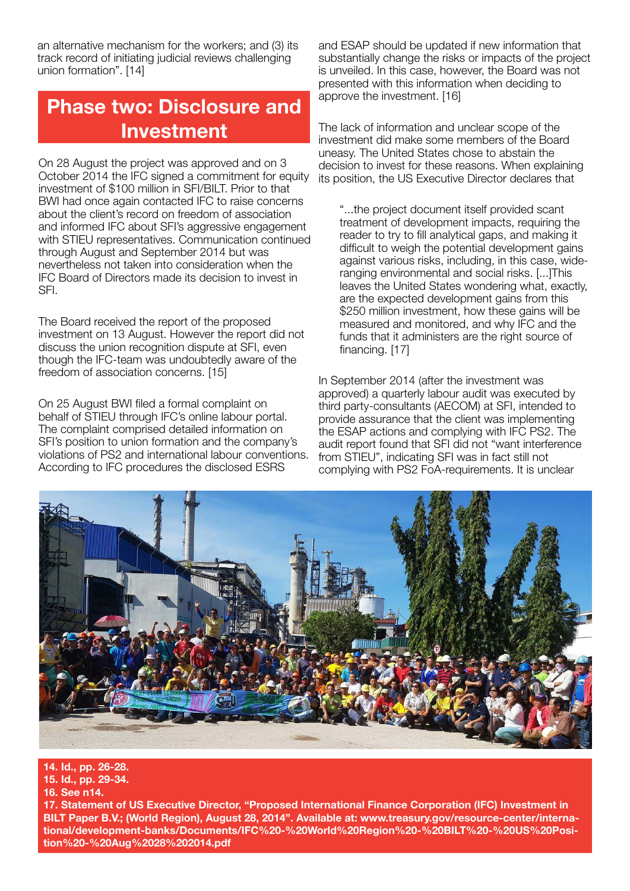an alternative mechanism for the workers; and (3) its track record of initiating judicial reviews challenging union formation". [14]

## Phase two: Disclosure and Investment

On 28 August the project was approved and on 3 October 2014 the IFC signed a commitment for equity investment of $100 million in SFI/BILT. Prior to that BWI had once again contacted IFC to raise concerns about the client's record on freedom of association and informed IFC about SFI's aggressive engagement with STIEU representatives. Communication continued through August and September 2014 but was nevertheless not taken into consideration when the IFC Board of Directors made its decision to invest in SFI.

The Board received the report of the proposed investment on 13 August. However the report did not discuss the union recognition dispute at SFI, even though the IFC-team was undoubtedly aware of the freedom of association concerns. [15]

On 25 August BWI filed a formal complaint on behalf of STIEU through IFC's online labour portal. The complaint comprised detailed information on SFI's position to union formation and the company's violations of PS2 and international labour conventions. According to IFC procedures the disclosed ESRS and ESAP should be updated if new information that substantially change the risks or impacts of the project is unveiled. In this case, however, the Board was not presented with this information when deciding to approve the investment. [16]

The lack of information and unclear scope of the investment did make some members of the Board uneasy. The United States chose to abstain the decision to invest for these reasons. When explaining its position, the US Executive Director declares that

> "...the project document itself provided scant treatment of development impacts, requiring the reader to try to fill analytical gaps, and making it difficult to weigh the potential development gains against various risks, including, in this case, wide-ranging environmental and social risks. [...]This leaves the United States wondering what, exactly, are the expected development gains from this $250 million investment, how these gains will be measured and monitored, and why IFC and the funds that it administers are the right source of financing. [17]

In September 2014 (after the investment was approved) a quarterly labour audit was executed by third party-consultants (AECOM) at SFI, intended to provide assurance that the client was implementing the ESAP actions and complying with IFC PS2. The audit report found that SFI did not "want interference from STIEU", indicating SFI was in fact still not complying with PS2 FoA-requirements. It is unclear

**14. Id., pp. 26-28.**
**15. Id., pp. 29-34.**
**16. See n14.**
**17. Statement of US Executive Director, "Proposed International Finance Corporation (IFC) Investment in BILT Paper B.V.; (World Region), August 28, 2014". Available at: www.treasury.gov/resource-center/international/development-banks/Documents/IFC%20-%20World%20Region%20-%20BILT%20-%20US%20Position%20-%20Aug%2028%202014.pdf**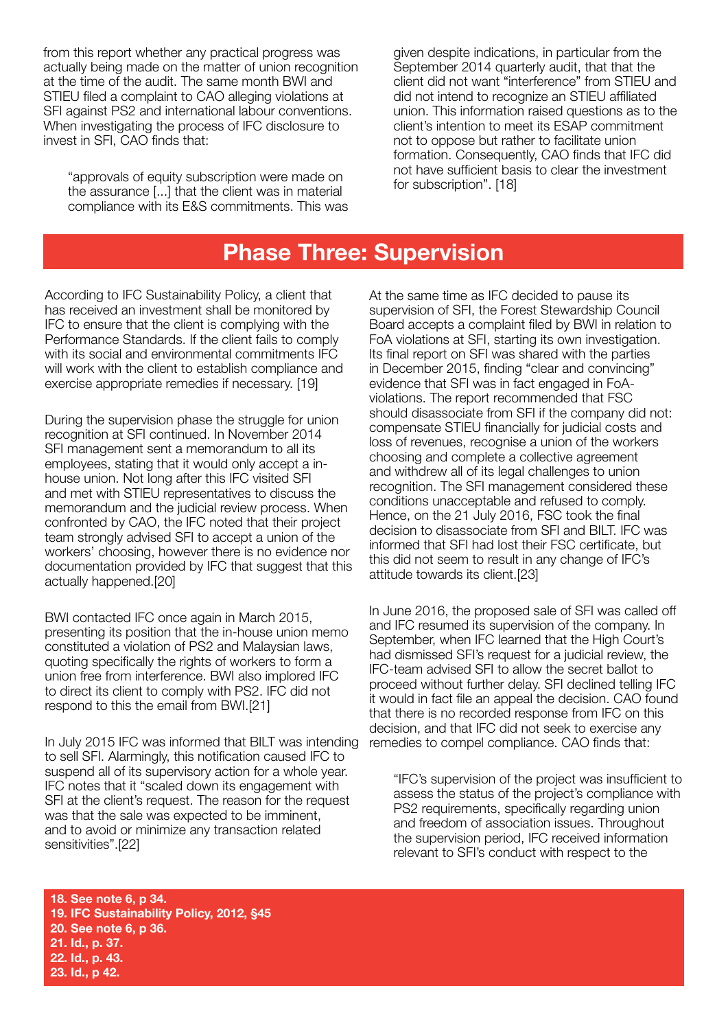from this report whether any practical progress was actually being made on the matter of union recognition at the time of the audit. The same month BWI and STIEU filed a complaint to CAO alleging violations at SFI against PS2 and international labour conventions. When investigating the process of IFC disclosure to invest in SFI, CAO finds that:

> "approvals of equity subscription were made on the assurance [...] that the client was in material compliance with its E&S commitments. This was given despite indications, in particular from the September 2014 quarterly audit, that that the client did not want "interference" from STIEU and did not intend to recognize an STIEU affiliated union. This information raised questions as to the client's intention to meet its ESAP commitment not to oppose but rather to facilitate union formation. Consequently, CAO finds that IFC did not have sufficient basis to clear the investment for subscription". [18]

## Phase Three: Supervision

According to IFC Sustainability Policy, a client that has received an investment shall be monitored by IFC to ensure that the client is complying with the Performance Standards. If the client fails to comply with its social and environmental commitments IFC will work with the client to establish compliance and exercise appropriate remedies if necessary. [19]

During the supervision phase the struggle for union recognition at SFI continued. In November 2014 SFI management sent a memorandum to all its employees, stating that it would only accept a in-house union. Not long after this IFC visited SFI and met with STIEU representatives to discuss the memorandum and the judicial review process. When confronted by CAO, the IFC noted that their project team strongly advised SFI to accept a union of the workers' choosing, however there is no evidence nor documentation provided by IFC that suggest that this actually happened.[20]

BWI contacted IFC once again in March 2015, presenting its position that the in-house union memo constituted a violation of PS2 and Malaysian laws, quoting specifically the rights of workers to form a union free from interference. BWI also implored IFC to direct its client to comply with PS2. IFC did not respond to this the email from BWI.[21]

In July 2015 IFC was informed that BILT was intending to sell SFI. Alarmingly, this notification caused IFC to suspend all of its supervisory action for a whole year. IFC notes that it "scaled down its engagement with SFI at the client's request. The reason for the request was that the sale was expected to be imminent, and to avoid or minimize any transaction related sensitivities".[22]

At the same time as IFC decided to pause its supervision of SFI, the Forest Stewardship Council Board accepts a complaint filed by BWI in relation to FoA violations at SFI, starting its own investigation. Its final report on SFI was shared with the parties in December 2015, finding "clear and convincing" evidence that SFI was in fact engaged in FoA-violations. The report recommended that FSC should disassociate from SFI if the company did not: compensate STIEU financially for judicial costs and loss of revenues, recognise a union of the workers choosing and complete a collective agreement and withdrew all of its legal challenges to union recognition. The SFI management considered these conditions unacceptable and refused to comply. Hence, on the 21 July 2016, FSC took the final decision to disassociate from SFI and BILT. IFC was informed that SFI had lost their FSC certificate, but this did not seem to result in any change of IFC's attitude towards its client.[23]

In June 2016, the proposed sale of SFI was called off and IFC resumed its supervision of the company. In September, when IFC learned that the High Court's had dismissed SFI's request for a judicial review, the IFC-team advised SFI to allow the secret ballot to proceed without further delay. SFI declined telling IFC it would in fact file an appeal the decision. CAO found that there is no recorded response from IFC on this decision, and that IFC did not seek to exercise any remedies to compel compliance. CAO finds that:

> "IFC's supervision of the project was insufficient to assess the status of the project's compliance with PS2 requirements, specifically regarding union and freedom of association issues. Throughout the supervision period, IFC received information relevant to SFI's conduct with respect to the

**18. See note 6, p 34.**
**19. IFC Sustainability Policy, 2012, §45**
**20. See note 6, p 36.**
**21. Id., p. 37.**
**22. Id., p. 43.**
**23. Id., p 42.**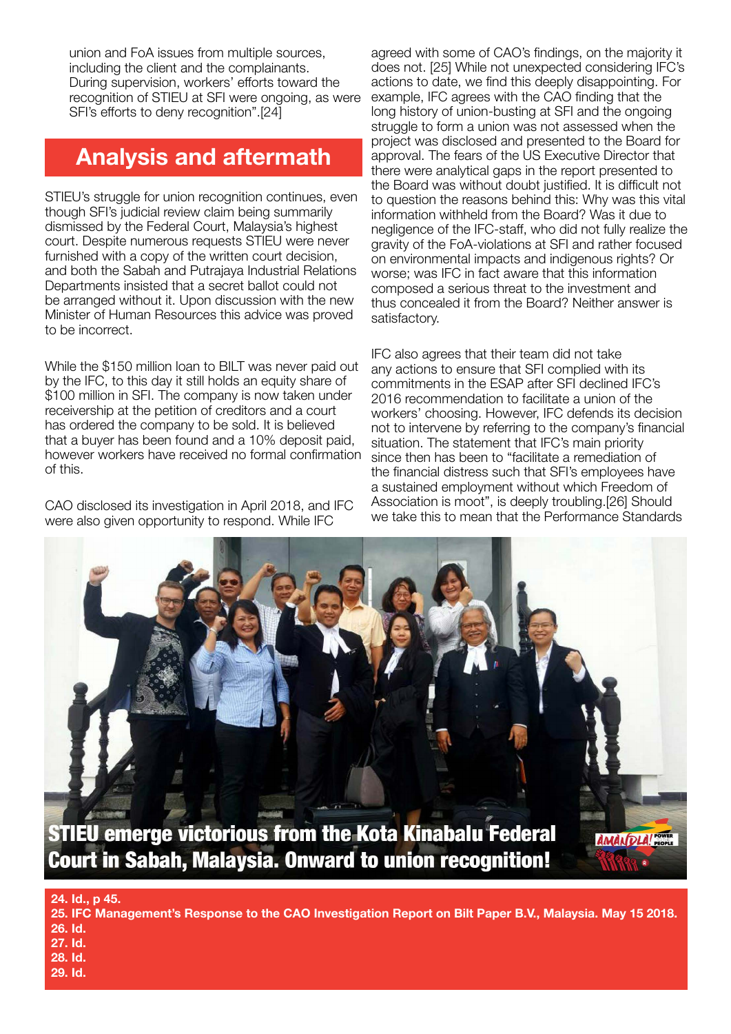union and FoA issues from multiple sources, including the client and the complainants. During supervision, workers' efforts toward the recognition of STIEU at SFI were ongoing, as were SFI's efforts to deny recognition".[24]

## Analysis and aftermath

STIEU's struggle for union recognition continues, even though SFI's judicial review claim being summarily dismissed by the Federal Court, Malaysia's highest court. Despite numerous requests STIEU were never furnished with a copy of the written court decision, and both the Sabah and Putrajaya Industrial Relations Departments insisted that a secret ballot could not be arranged without it. Upon discussion with the new Minister of Human Resources this advice was proved to be incorrect.

While the $150 million loan to BILT was never paid out by the IFC, to this day it still holds an equity share of $100 million in SFI. The company is now taken under receivership at the petition of creditors and a court has ordered the company to be sold. It is believed that a buyer has been found and a 10% deposit paid, however workers have received no formal confirmation of this.

CAO disclosed its investigation in April 2018, and IFC were also given opportunity to respond. While IFC agreed with some of CAO's findings, on the majority it does not. [25] While not unexpected considering IFC's actions to date, we find this deeply disappointing. For example, IFC agrees with the CAO finding that the long history of union-busting at SFI and the ongoing struggle to form a union was not assessed when the project was disclosed and presented to the Board for approval. The fears of the US Executive Director that there were analytical gaps in the report presented to the Board was without doubt justified. It is difficult not to question the reasons behind this: Why was this vital information withheld from the Board? Was it due to negligence of the IFC-staff, who did not fully realize the gravity of the FoA-violations at SFI and rather focused on environmental impacts and indigenous rights? Or worse; was IFC in fact aware that this information composed a serious threat to the investment and thus concealed it from the Board? Neither answer is satisfactory.

IFC also agrees that their team did not take any actions to ensure that SFI complied with its commitments in the ESAP after SFI declined IFC's 2016 recommendation to facilitate a union of the workers' choosing. However, IFC defends its decision not to intervene by referring to the company's financial situation. The statement that IFC's main priority since then has been to "facilitate a remediation of the financial distress such that SFI's employees have a sustained employment without which Freedom of Association is moot", is deeply troubling.[26] Should we take this to mean that the Performance Standards

STIEU emerge victorious from the Kota Kinabalu Federal Court in Sabah, Malaysia. Onward to union recognition!

24. Id., p 45.
25. IFC Management's Response to the CAO Investigation Report on Bilt Paper B.V., Malaysia. May 15 2018.
26. Id.
27. Id.
28. Id.
29. Id.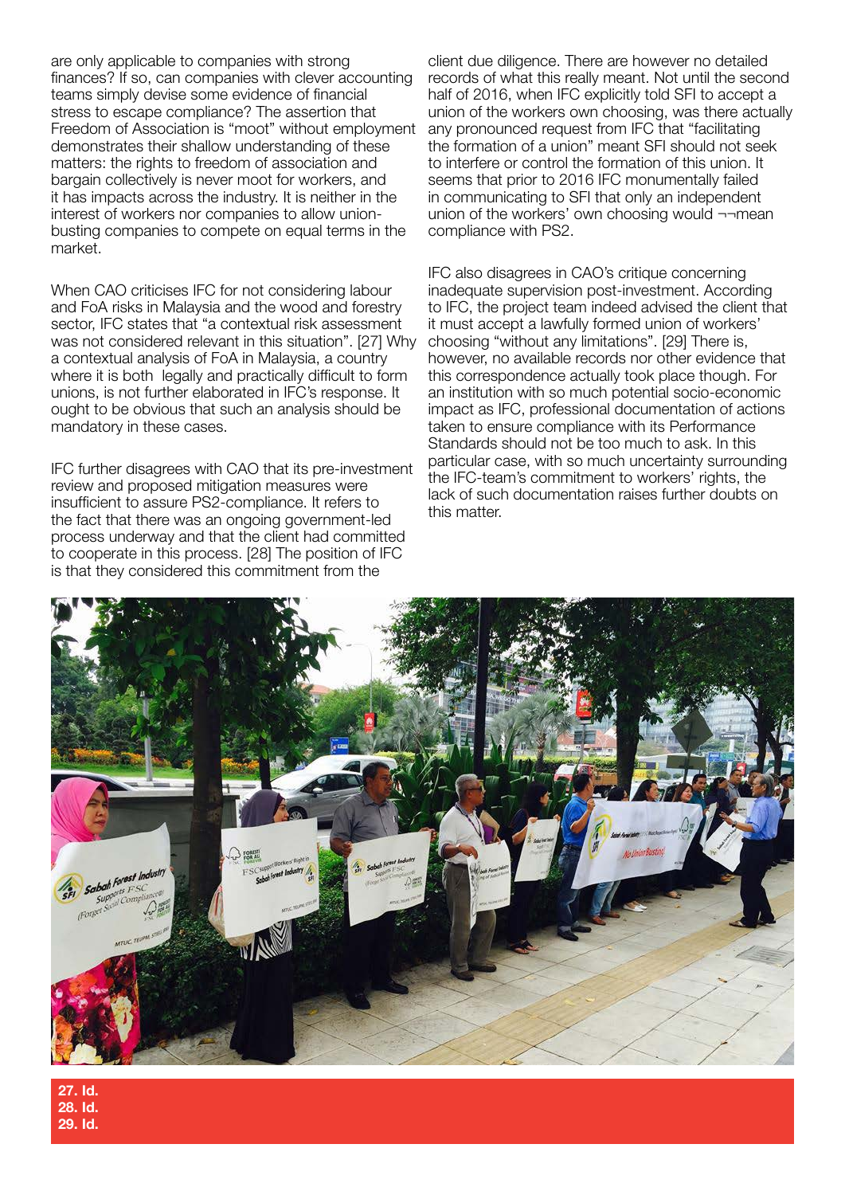are only applicable to companies with strong finances? If so, can companies with clever accounting teams simply devise some evidence of financial stress to escape compliance? The assertion that Freedom of Association is "moot" without employment demonstrates their shallow understanding of these matters: the rights to freedom of association and bargain collectively is never moot for workers, and it has impacts across the industry. It is neither in the interest of workers nor companies to allow union-busting companies to compete on equal terms in the market.

When CAO criticises IFC for not considering labour and FoA risks in Malaysia and the wood and forestry sector, IFC states that "a contextual risk assessment was not considered relevant in this situation". [27] Why a contextual analysis of FoA in Malaysia, a country where it is both legally and practically difficult to form unions, is not further elaborated in IFC's response. It ought to be obvious that such an analysis should be mandatory in these cases.

IFC further disagrees with CAO that its pre-investment review and proposed mitigation measures were insufficient to assure PS2-compliance. It refers to the fact that there was an ongoing government-led process underway and that the client had committed to cooperate in this process. [28] The position of IFC is that they considered this commitment from the client due diligence. There are however no detailed records of what this really meant. Not until the second half of 2016, when IFC explicitly told SFI to accept a union of the workers own choosing, was there actually any pronounced request from IFC that "facilitating the formation of a union" meant SFI should not seek to interfere or control the formation of this union. It seems that prior to 2016 IFC monumentally failed in communicating to SFI that only an independent union of the workers' own choosing would ¬¬mean compliance with PS2.

IFC also disagrees in CAO's critique concerning inadequate supervision post-investment. According to IFC, the project team indeed advised the client that it must accept a lawfully formed union of workers' choosing "without any limitations". [29] There is, however, no available records nor other evidence that this correspondence actually took place though. For an institution with so much potential socio-economic impact as IFC, professional documentation of actions taken to ensure compliance with its Performance Standards should not be too much to ask. In this particular case, with so much uncertainty surrounding the IFC-team's commitment to workers' rights, the lack of such documentation raises further doubts on this matter.

**27. Id.**
**28. Id.**
**29. Id.**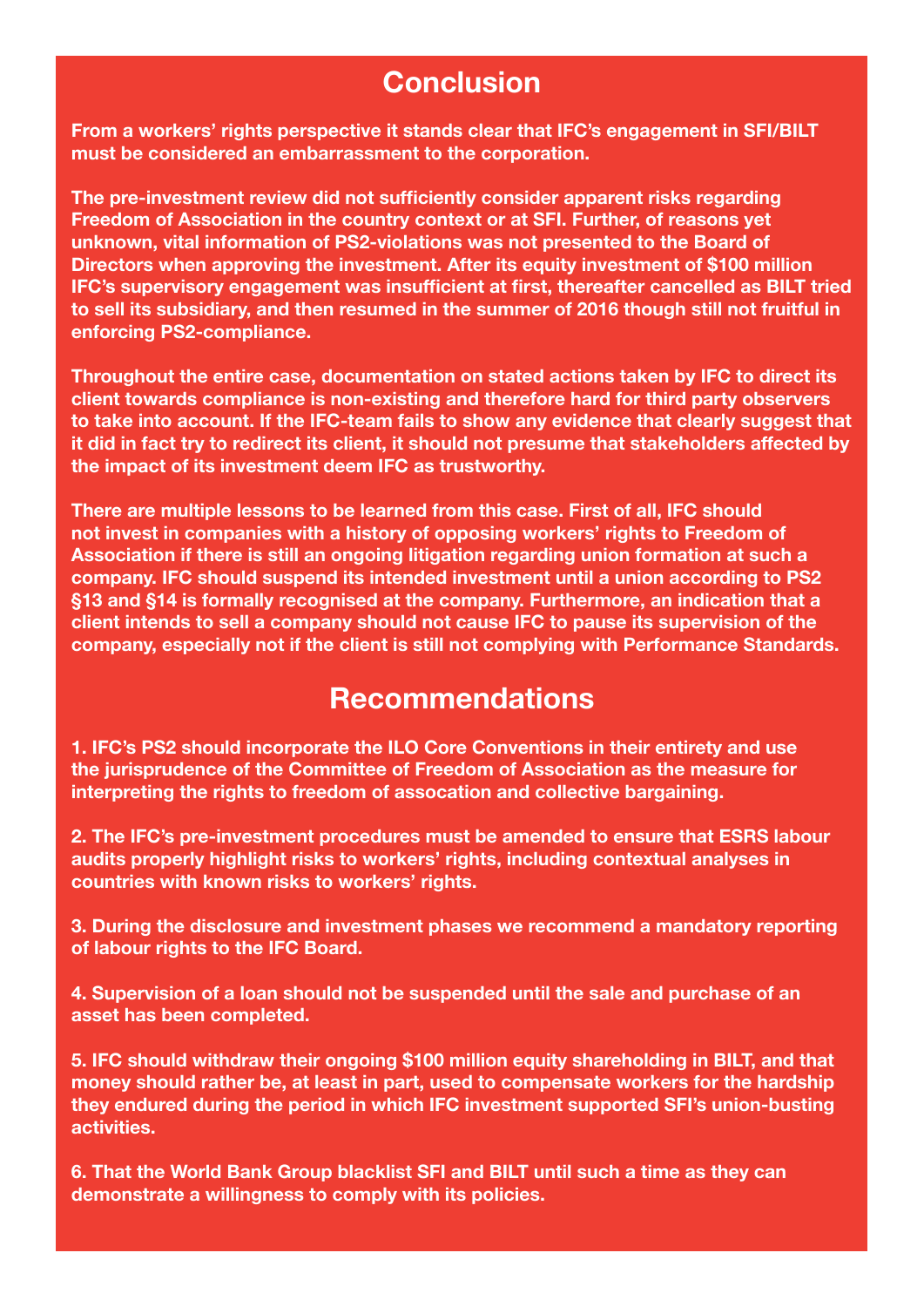## Conclusion

**From a workers' rights perspective it stands clear that IFC's engagement in SFI/BILT must be considered an embarrassment to the corporation.**

**The pre-investment review did not sufficiently consider apparent risks regarding Freedom of Association in the country context or at SFI. Further, of reasons yet unknown, vital information of PS2-violations was not presented to the Board of Directors when approving the investment. After its equity investment of $100 million IFC's supervisory engagement was insufficient at first, thereafter cancelled as BILT tried to sell its subsidiary, and then resumed in the summer of 2016 though still not fruitful in enforcing PS2-compliance.**

**Throughout the entire case, documentation on stated actions taken by IFC to direct its client towards compliance is non-existing and therefore hard for third party observers to take into account. If the IFC-team fails to show any evidence that clearly suggest that it did in fact try to redirect its client, it should not presume that stakeholders affected by the impact of its investment deem IFC as trustworthy.**

**There are multiple lessons to be learned from this case. First of all, IFC should not invest in companies with a history of opposing workers' rights to Freedom of Association if there is still an ongoing litigation regarding union formation at such a company. IFC should suspend its intended investment until a union according to PS2 §13 and §14 is formally recognised at the company. Furthermore, an indication that a client intends to sell a company should not cause IFC to pause its supervision of the company, especially not if the client is still not complying with Performance Standards.**

## Recommendations

**1. IFC's PS2 should incorporate the ILO Core Conventions in their entirety and use the jurisprudence of the Committee of Freedom of Association as the measure for interpreting the rights to freedom of assocation and collective bargaining.**

**2. The IFC's pre-investment procedures must be amended to ensure that ESRS labour audits properly highlight risks to workers' rights, including contextual analyses in countries with known risks to workers' rights.**

**3. During the disclosure and investment phases we recommend a mandatory reporting of labour rights to the IFC Board.**

**4. Supervision of a loan should not be suspended until the sale and purchase of an asset has been completed.**

**5. IFC should withdraw their ongoing $100 million equity shareholding in BILT, and that money should rather be, at least in part, used to compensate workers for the hardship they endured during the period in which IFC investment supported SFI's union-busting activities.**

**6. That the World Bank Group blacklist SFI and BILT until such a time as they can demonstrate a willingness to comply with its policies.**